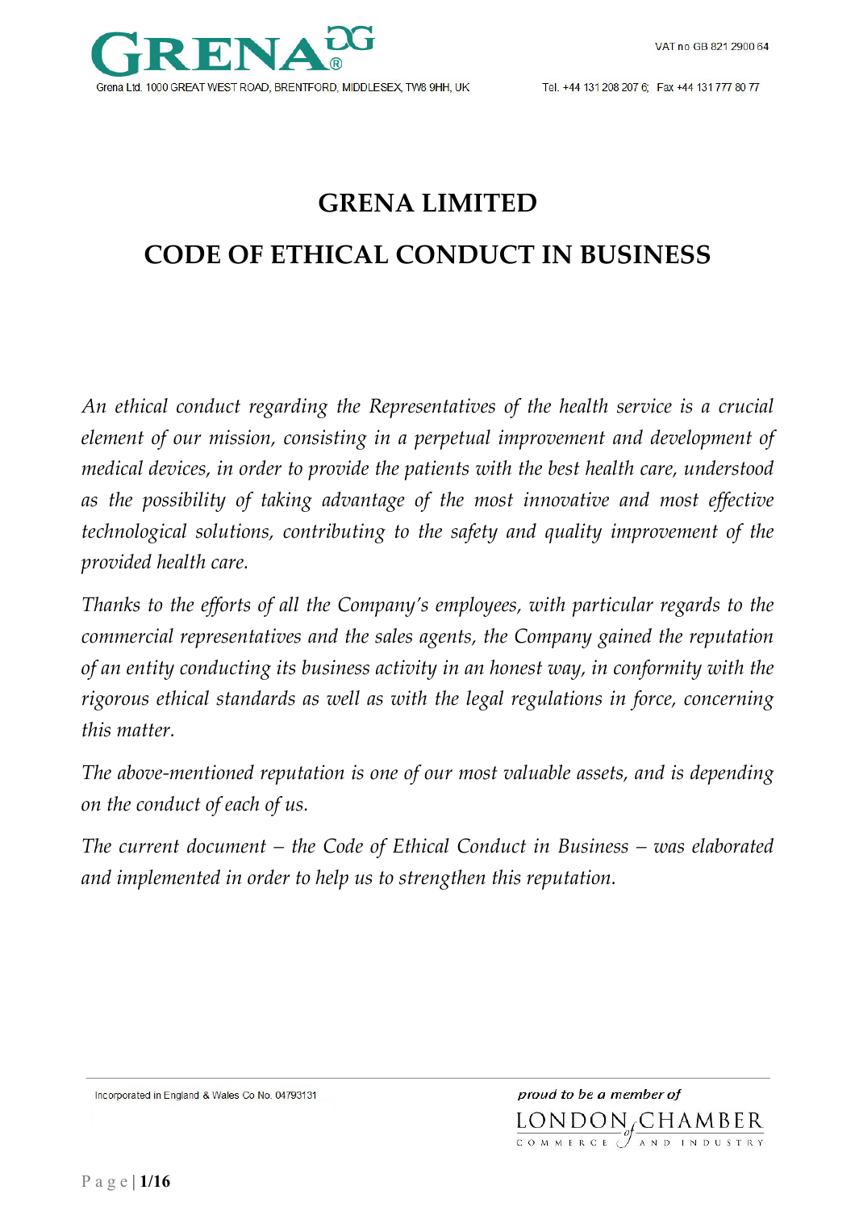# GRENA LIMITED

# CODE OF ETHICAL CONDUCT IN BUSINESS

*An ethical conduct regarding the Representatives of the health service is a crucial element of our mission, consisting in a perpetual improvement and development of medical devices, in order to provide the patients with the best health care, understood as the possibility of taking advantage of the most innovative and most effective technological solutions, contributing to the safety and quality improvement of the provided health care.*

*Thanks to the efforts of all the Company's employees, with particular regards to the commercial representatives and the sales agents, the Company gained the reputation of an entity conducting its business activity in an honest way, in conformity with the rigorous ethical standards as well as with the legal regulations in force, concerning this matter.*

*The above-mentioned reputation is one of our most valuable assets, and is depending on the conduct of each of us.*

*The current document – the Code of Ethical Conduct in Business – was elaborated and implemented in order to help us to strengthen this reputation.*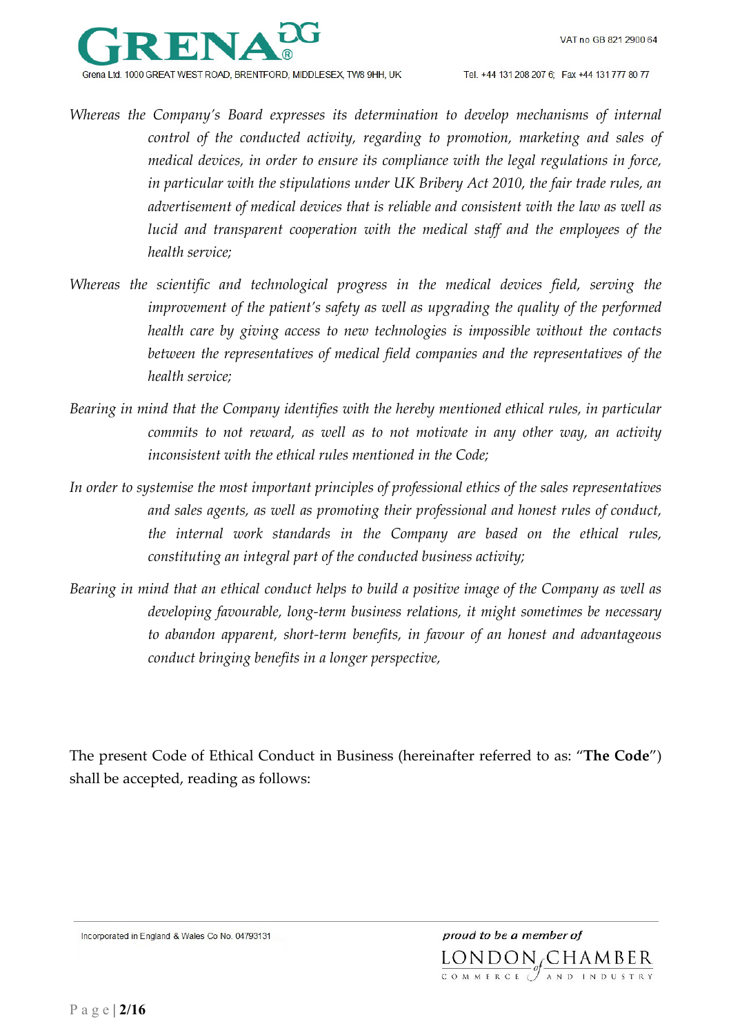*Whereas the Company's Board expresses its determination to develop mechanisms of internal control of the conducted activity, regarding to promotion, marketing and sales of medical devices, in order to ensure its compliance with the legal regulations in force, in particular with the stipulations under UK Bribery Act 2010, the fair trade rules, an advertisement of medical devices that is reliable and consistent with the law as well as lucid and transparent cooperation with the medical staff and the employees of the health service;*

*Whereas the scientific and technological progress in the medical devices field, serving the improvement of the patient's safety as well as upgrading the quality of the performed health care by giving access to new technologies is impossible without the contacts between the representatives of medical field companies and the representatives of the health service;*

*Bearing in mind that the Company identifies with the hereby mentioned ethical rules, in particular commits to not reward, as well as to not motivate in any other way, an activity inconsistent with the ethical rules mentioned in the Code;*

*In order to systemise the most important principles of professional ethics of the sales representatives and sales agents, as well as promoting their professional and honest rules of conduct, the internal work standards in the Company are based on the ethical rules, constituting an integral part of the conducted business activity;*

*Bearing in mind that an ethical conduct helps to build a positive image of the Company as well as developing favourable, long-term business relations, it might sometimes be necessary to abandon apparent, short-term benefits, in favour of an honest and advantageous conduct bringing benefits in a longer perspective,*

The present Code of Ethical Conduct in Business (hereinafter referred to as: "**The Code**") shall be accepted, reading as follows: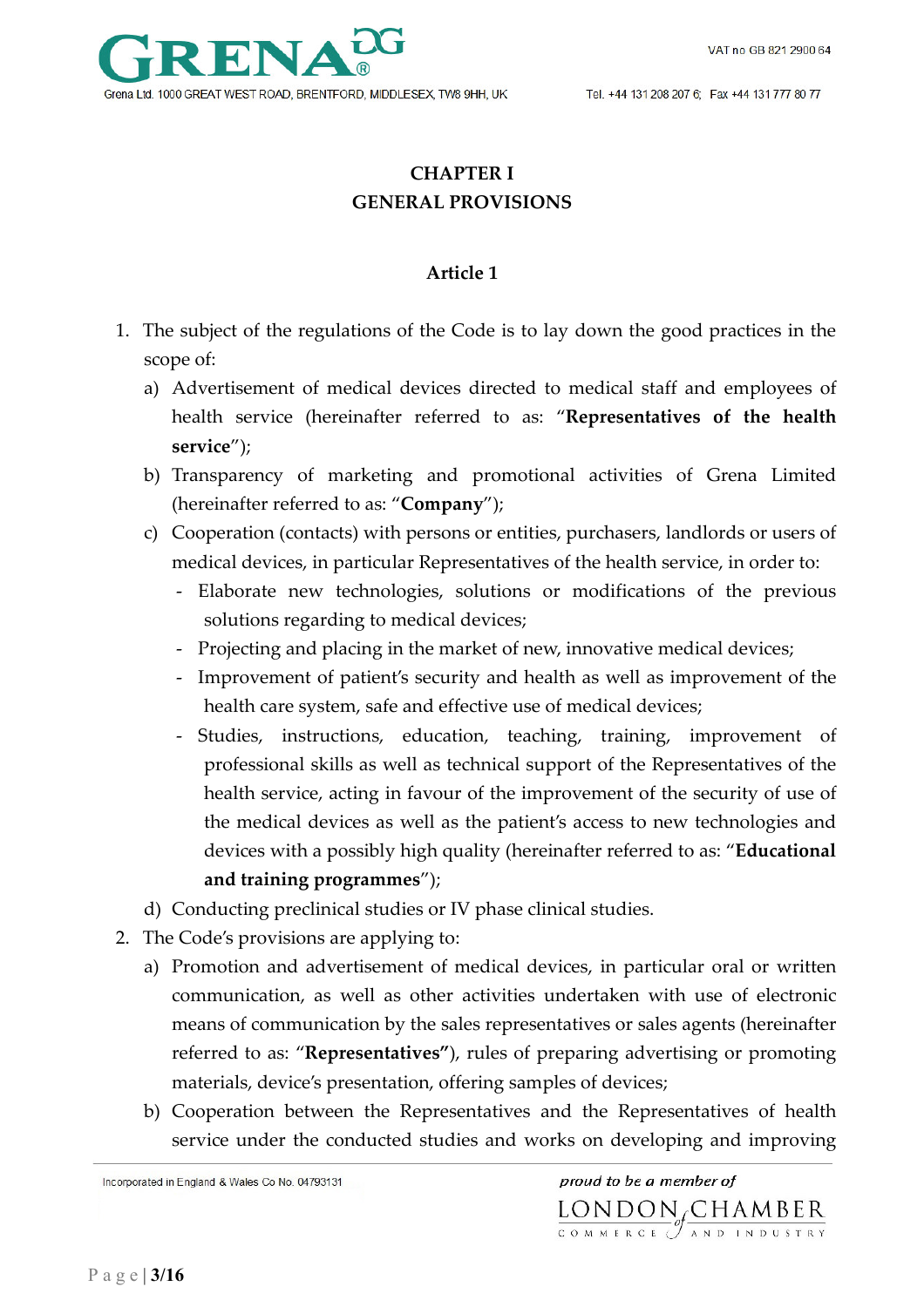# CHAPTER I
# GENERAL PROVISIONS

## Article 1

1. The subject of the regulations of the Code is to lay down the good practices in the scope of:
   a) Advertisement of medical devices directed to medical staff and employees of health service (hereinafter referred to as: "**Representatives of the health service**");
   b) Transparency of marketing and promotional activities of Grena Limited (hereinafter referred to as: "**Company**");
   c) Cooperation (contacts) with persons or entities, purchasers, landlords or users of medical devices, in particular Representatives of the health service, in order to:
      - Elaborate new technologies, solutions or modifications of the previous solutions regarding to medical devices;
      - Projecting and placing in the market of new, innovative medical devices;
      - Improvement of patient's security and health as well as improvement of the health care system, safe and effective use of medical devices;
      - Studies, instructions, education, teaching, training, improvement of professional skills as well as technical support of the Representatives of the health service, acting in favour of the improvement of the security of use of the medical devices as well as the patient's access to new technologies and devices with a possibly high quality (hereinafter referred to as: "**Educational and training programmes**");
   d) Conducting preclinical studies or IV phase clinical studies.
2. The Code's provisions are applying to:
   a) Promotion and advertisement of medical devices, in particular oral or written communication, as well as other activities undertaken with use of electronic means of communication by the sales representatives or sales agents (hereinafter referred to as: "**Representatives"**), rules of preparing advertising or promoting materials, device's presentation, offering samples of devices;
   b) Cooperation between the Representatives and the Representatives of health service under the conducted studies and works on developing and improving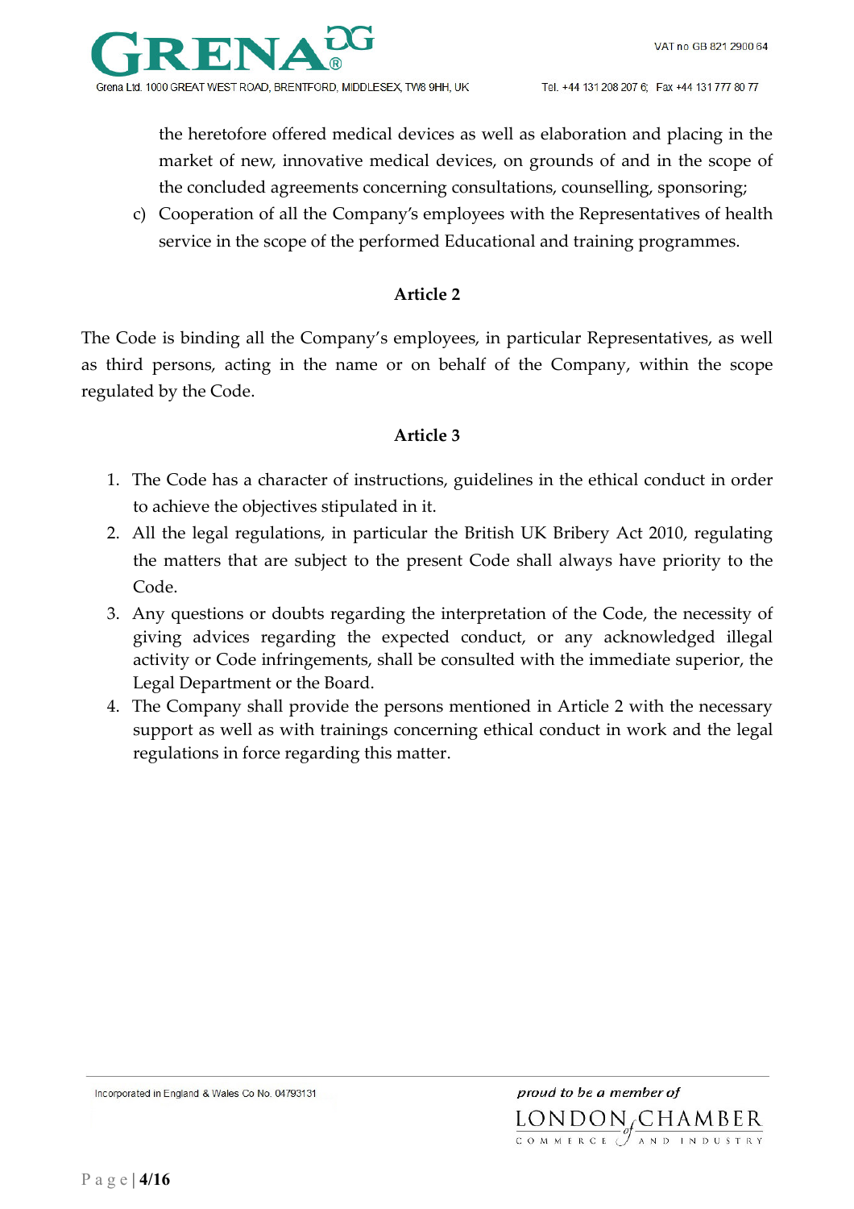the heretofore offered medical devices as well as elaboration and placing in the market of new, innovative medical devices, on grounds of and in the scope of the concluded agreements concerning consultations, counselling, sponsoring;

c) Cooperation of all the Company's employees with the Representatives of health service in the scope of the performed Educational and training programmes.

**Article 2**

The Code is binding all the Company's employees, in particular Representatives, as well as third persons, acting in the name or on behalf of the Company, within the scope regulated by the Code.

**Article 3**

1. The Code has a character of instructions, guidelines in the ethical conduct in order to achieve the objectives stipulated in it.
2. All the legal regulations, in particular the British UK Bribery Act 2010, regulating the matters that are subject to the present Code shall always have priority to the Code.
3. Any questions or doubts regarding the interpretation of the Code, the necessity of giving advices regarding the expected conduct, or any acknowledged illegal activity or Code infringements, shall be consulted with the immediate superior, the Legal Department or the Board.
4. The Company shall provide the persons mentioned in Article 2 with the necessary support as well as with trainings concerning ethical conduct in work and the legal regulations in force regarding this matter.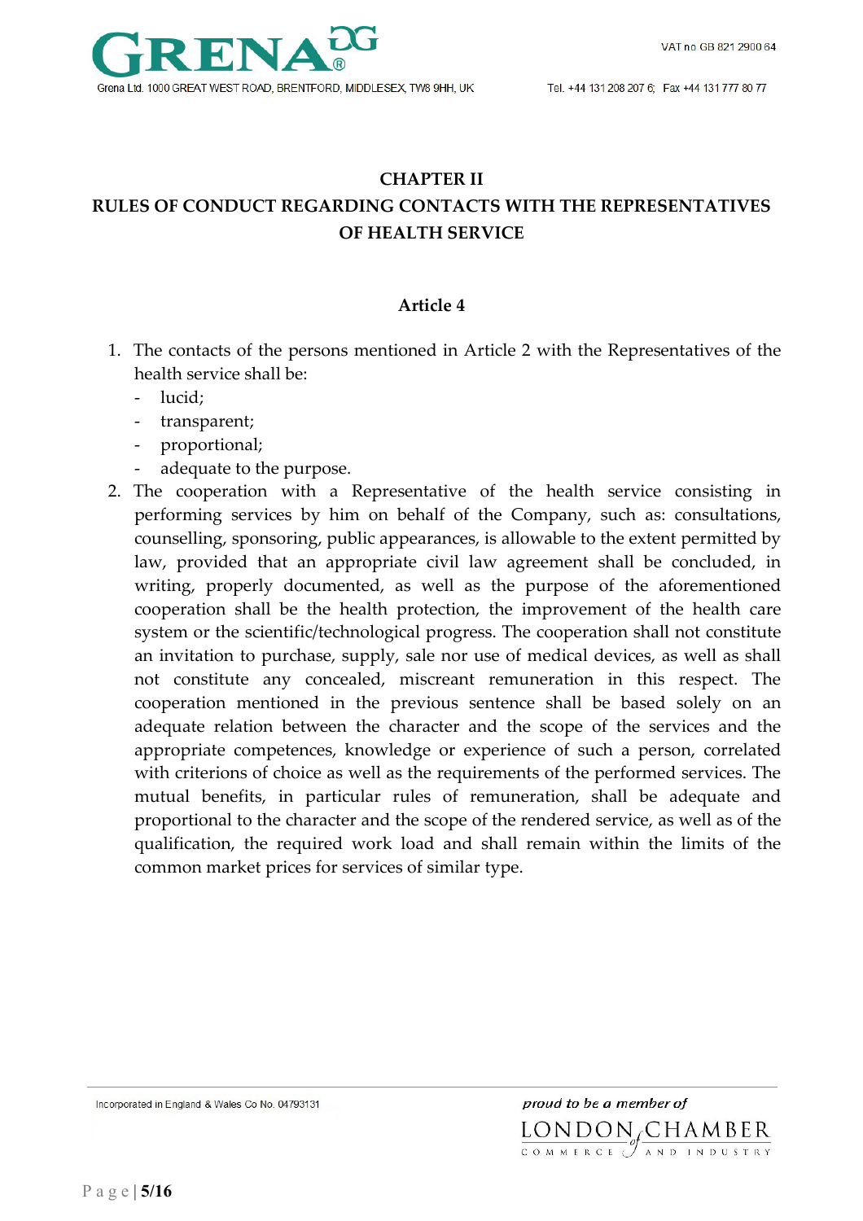## CHAPTER II

## RULES OF CONDUCT REGARDING CONTACTS WITH THE REPRESENTATIVES OF HEALTH SERVICE

### Article 4

1. The contacts of the persons mentioned in Article 2 with the Representatives of the health service shall be:
   - lucid;
   - transparent;
   - proportional;
   - adequate to the purpose.
2. The cooperation with a Representative of the health service consisting in performing services by him on behalf of the Company, such as: consultations, counselling, sponsoring, public appearances, is allowable to the extent permitted by law, provided that an appropriate civil law agreement shall be concluded, in writing, properly documented, as well as the purpose of the aforementioned cooperation shall be the health protection, the improvement of the health care system or the scientific/technological progress. The cooperation shall not constitute an invitation to purchase, supply, sale nor use of medical devices, as well as shall not constitute any concealed, miscreant remuneration in this respect. The cooperation mentioned in the previous sentence shall be based solely on an adequate relation between the character and the scope of the services and the appropriate competences, knowledge or experience of such a person, correlated with criterions of choice as well as the requirements of the performed services. The mutual benefits, in particular rules of remuneration, shall be adequate and proportional to the character and the scope of the rendered service, as well as of the qualification, the required work load and shall remain within the limits of the common market prices for services of similar type.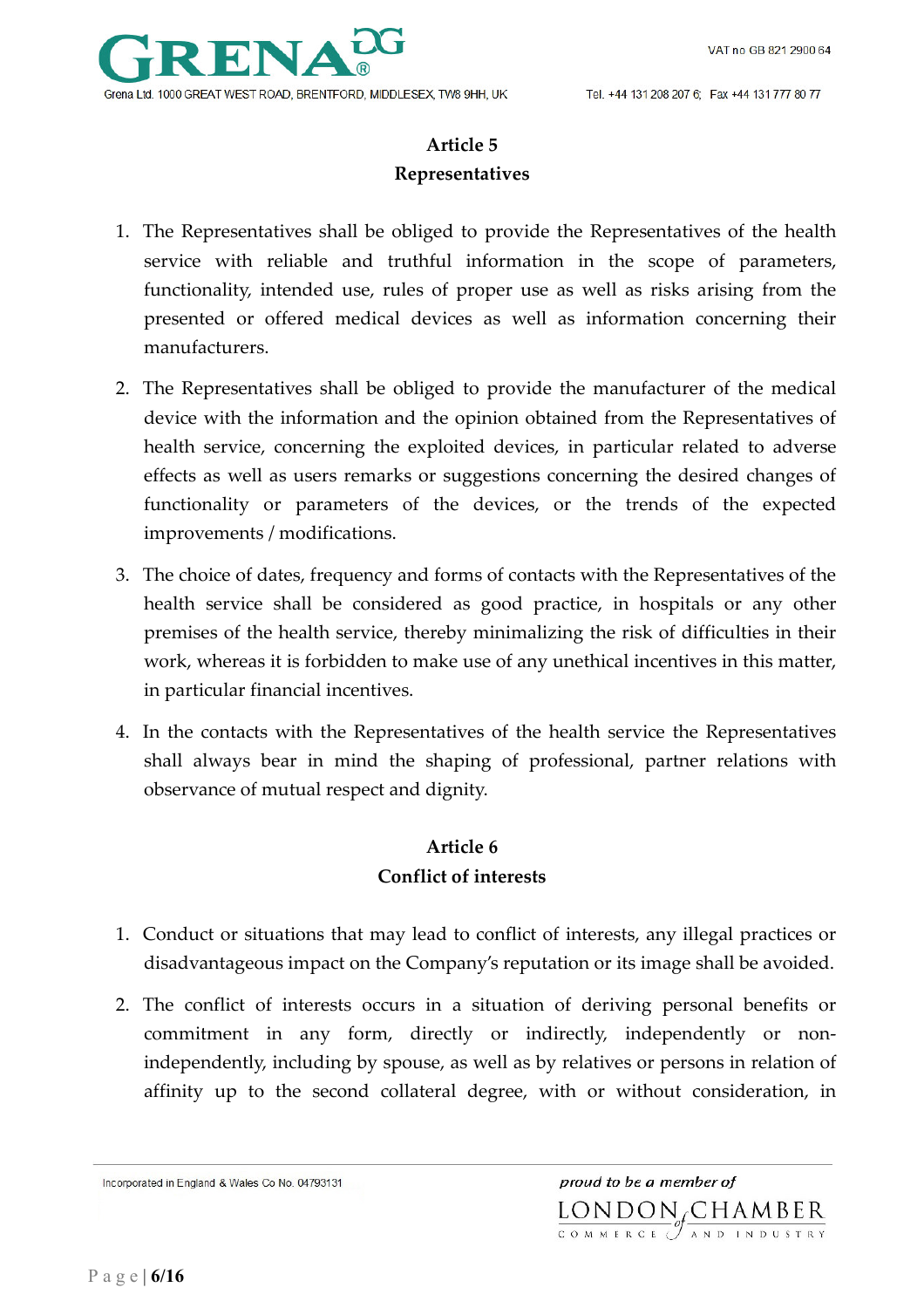## Article 5
## Representatives

1. The Representatives shall be obliged to provide the Representatives of the health service with reliable and truthful information in the scope of parameters, functionality, intended use, rules of proper use as well as risks arising from the presented or offered medical devices as well as information concerning their manufacturers.

2. The Representatives shall be obliged to provide the manufacturer of the medical device with the information and the opinion obtained from the Representatives of health service, concerning the exploited devices, in particular related to adverse effects as well as users remarks or suggestions concerning the desired changes of functionality or parameters of the devices, or the trends of the expected improvements / modifications.

3. The choice of dates, frequency and forms of contacts with the Representatives of the health service shall be considered as good practice, in hospitals or any other premises of the health service, thereby minimalizing the risk of difficulties in their work, whereas it is forbidden to make use of any unethical incentives in this matter, in particular financial incentives.

4. In the contacts with the Representatives of the health service the Representatives shall always bear in mind the shaping of professional, partner relations with observance of mutual respect and dignity.

## Article 6
## Conflict of interests

1. Conduct or situations that may lead to conflict of interests, any illegal practices or disadvantageous impact on the Company's reputation or its image shall be avoided.

2. The conflict of interests occurs in a situation of deriving personal benefits or commitment in any form, directly or indirectly, independently or non-independently, including by spouse, as well as by relatives or persons in relation of affinity up to the second collateral degree, with or without consideration, in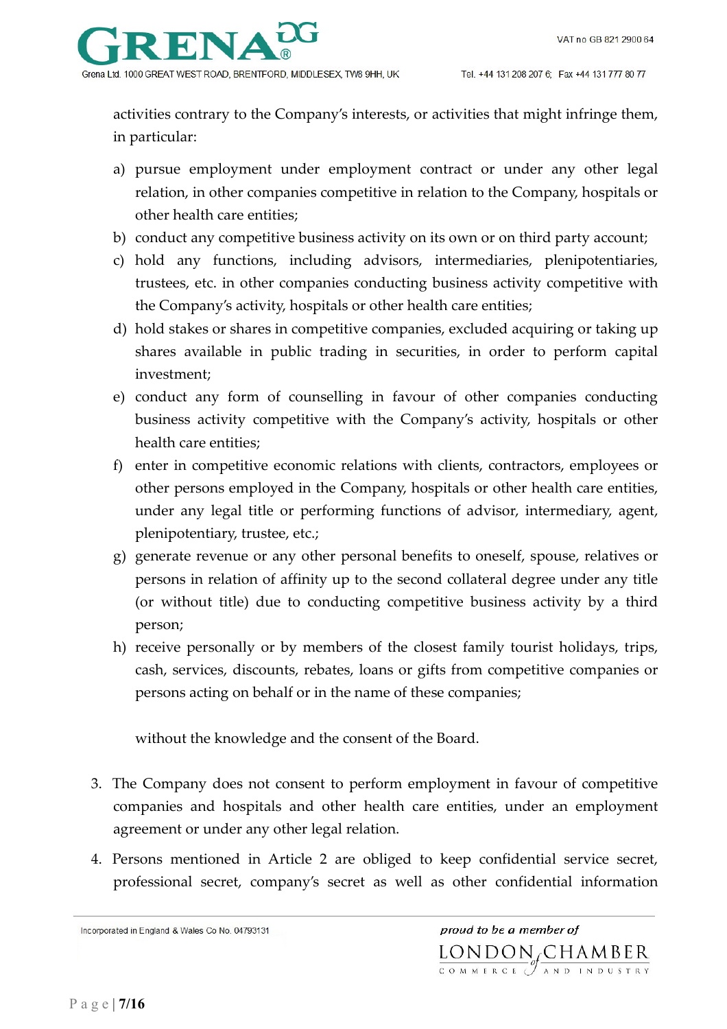activities contrary to the Company's interests, or activities that might infringe them, in particular:

a) pursue employment under employment contract or under any other legal relation, in other companies competitive in relation to the Company, hospitals or other health care entities;
b) conduct any competitive business activity on its own or on third party account;
c) hold any functions, including advisors, intermediaries, plenipotentiaries, trustees, etc. in other companies conducting business activity competitive with the Company's activity, hospitals or other health care entities;
d) hold stakes or shares in competitive companies, excluded acquiring or taking up shares available in public trading in securities, in order to perform capital investment;
e) conduct any form of counselling in favour of other companies conducting business activity competitive with the Company's activity, hospitals or other health care entities;
f) enter in competitive economic relations with clients, contractors, employees or other persons employed in the Company, hospitals or other health care entities, under any legal title or performing functions of advisor, intermediary, agent, plenipotentiary, trustee, etc.;
g) generate revenue or any other personal benefits to oneself, spouse, relatives or persons in relation of affinity up to the second collateral degree under any title (or without title) due to conducting competitive business activity by a third person;
h) receive personally or by members of the closest family tourist holidays, trips, cash, services, discounts, rebates, loans or gifts from competitive companies or persons acting on behalf or in the name of these companies;

without the knowledge and the consent of the Board.

3. The Company does not consent to perform employment in favour of competitive companies and hospitals and other health care entities, under an employment agreement or under any other legal relation.
4. Persons mentioned in Article 2 are obliged to keep confidential service secret, professional secret, company's secret as well as other confidential information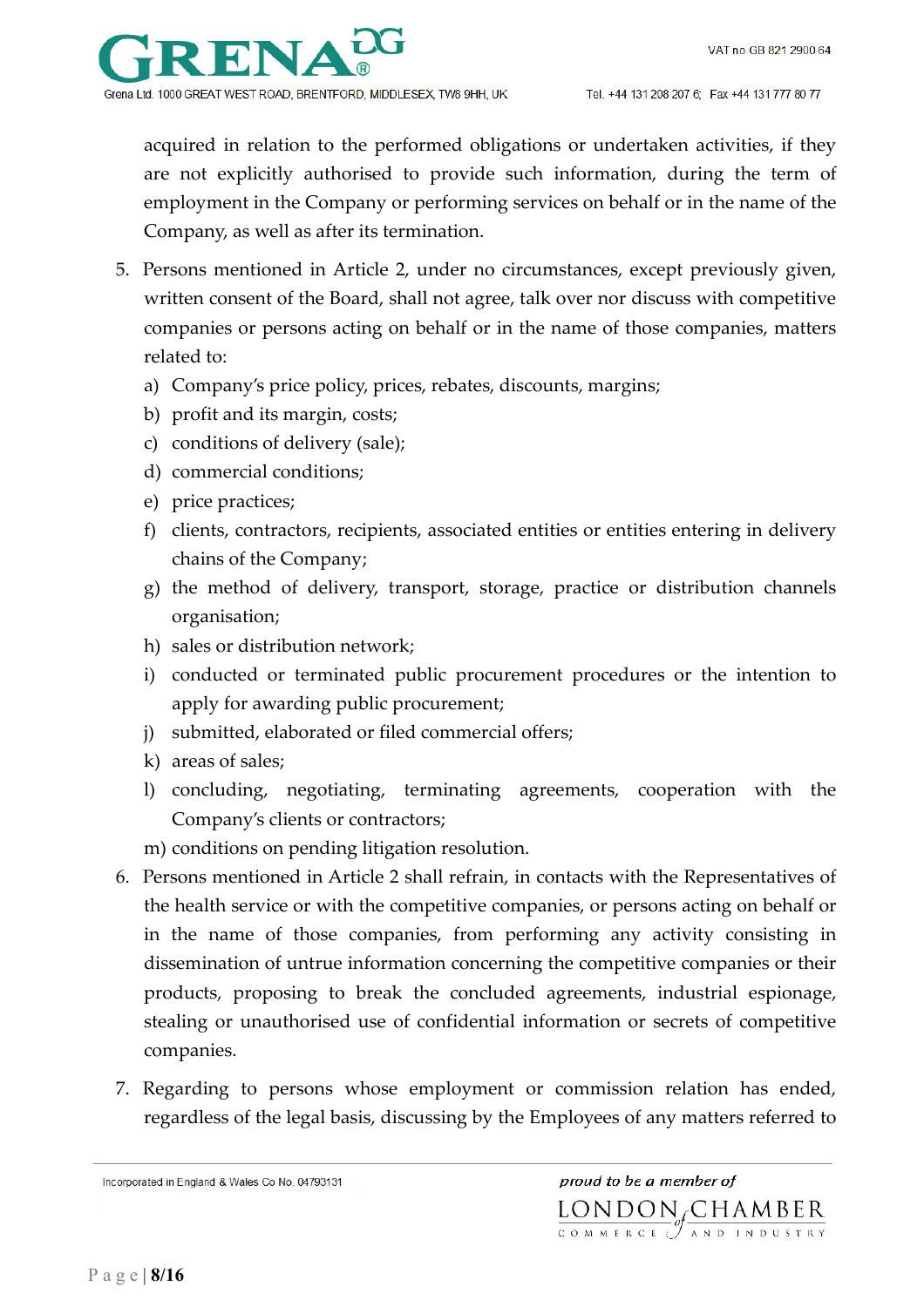acquired in relation to the performed obligations or undertaken activities, if they are not explicitly authorised to provide such information, during the term of employment in the Company or performing services on behalf or in the name of the Company, as well as after its termination.

5. Persons mentioned in Article 2, under no circumstances, except previously given, written consent of the Board, shall not agree, talk over nor discuss with competitive companies or persons acting on behalf or in the name of those companies, matters related to:
   a) Company's price policy, prices, rebates, discounts, margins;
   b) profit and its margin, costs;
   c) conditions of delivery (sale);
   d) commercial conditions;
   e) price practices;
   f) clients, contractors, recipients, associated entities or entities entering in delivery chains of the Company;
   g) the method of delivery, transport, storage, practice or distribution channels organisation;
   h) sales or distribution network;
   i) conducted or terminated public procurement procedures or the intention to apply for awarding public procurement;
   j) submitted, elaborated or filed commercial offers;
   k) areas of sales;
   l) concluding, negotiating, terminating agreements, cooperation with the Company's clients or contractors;
   m) conditions on pending litigation resolution.
6. Persons mentioned in Article 2 shall refrain, in contacts with the Representatives of the health service or with the competitive companies, or persons acting on behalf or in the name of those companies, from performing any activity consisting in dissemination of untrue information concerning the competitive companies or their products, proposing to break the concluded agreements, industrial espionage, stealing or unauthorised use of confidential information or secrets of competitive companies.
7. Regarding to persons whose employment or commission relation has ended, regardless of the legal basis, discussing by the Employees of any matters referred to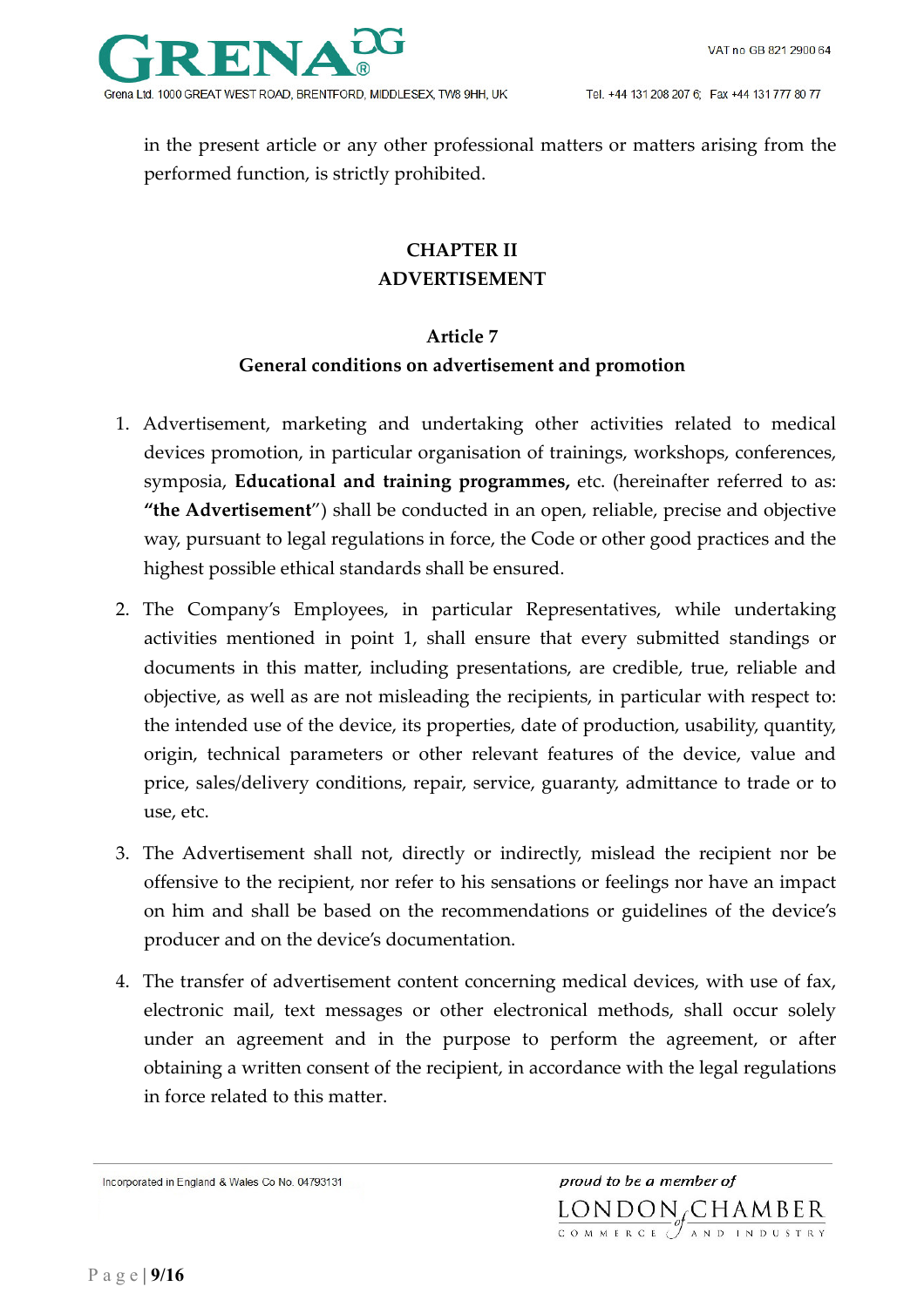in the present article or any other professional matters or matters arising from the performed function, is strictly prohibited.

## CHAPTER II
## ADVERTISEMENT

### Article 7
### General conditions on advertisement and promotion

1. Advertisement, marketing and undertaking other activities related to medical devices promotion, in particular organisation of trainings, workshops, conferences, symposia, **Educational and training programmes,** etc. (hereinafter referred to as: **"the Advertisement**") shall be conducted in an open, reliable, precise and objective way, pursuant to legal regulations in force, the Code or other good practices and the highest possible ethical standards shall be ensured.

2. The Company's Employees, in particular Representatives, while undertaking activities mentioned in point 1, shall ensure that every submitted standings or documents in this matter, including presentations, are credible, true, reliable and objective, as well as are not misleading the recipients, in particular with respect to: the intended use of the device, its properties, date of production, usability, quantity, origin, technical parameters or other relevant features of the device, value and price, sales/delivery conditions, repair, service, guaranty, admittance to trade or to use, etc.

3. The Advertisement shall not, directly or indirectly, mislead the recipient nor be offensive to the recipient, nor refer to his sensations or feelings nor have an impact on him and shall be based on the recommendations or guidelines of the device's producer and on the device's documentation.

4. The transfer of advertisement content concerning medical devices, with use of fax, electronic mail, text messages or other electronical methods, shall occur solely under an agreement and in the purpose to perform the agreement, or after obtaining a written consent of the recipient, in accordance with the legal regulations in force related to this matter.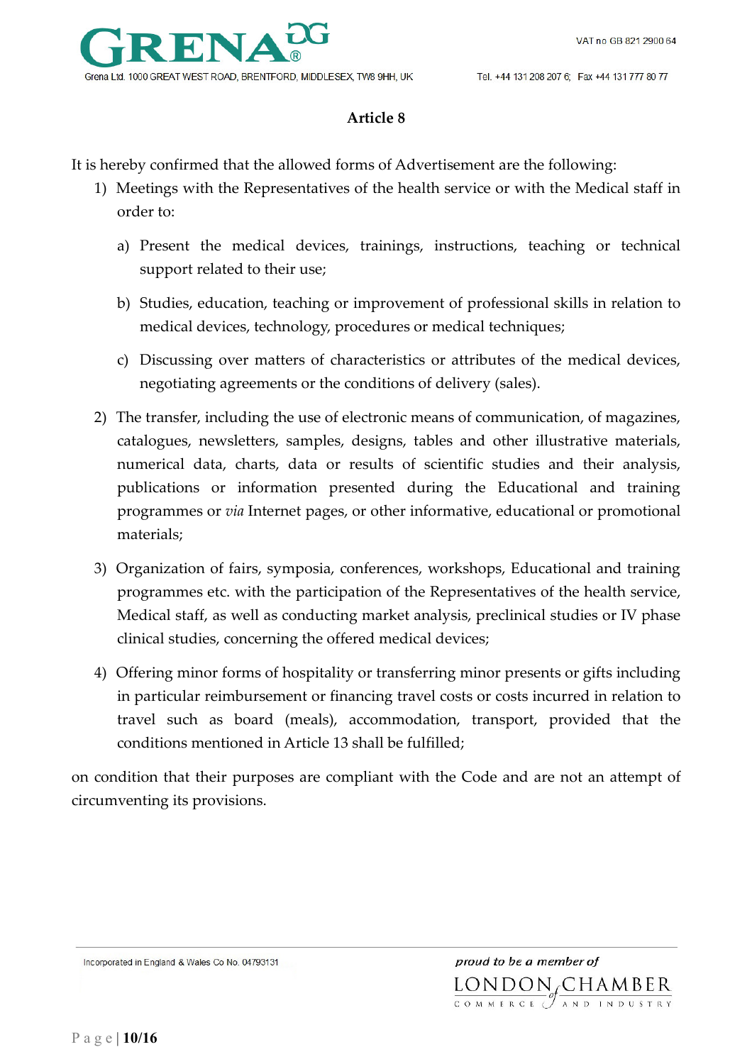## Article 8

It is hereby confirmed that the allowed forms of Advertisement are the following:

1) Meetings with the Representatives of the health service or with the Medical staff in order to:

   a) Present the medical devices, trainings, instructions, teaching or technical support related to their use;

   b) Studies, education, teaching or improvement of professional skills in relation to medical devices, technology, procedures or medical techniques;

   c) Discussing over matters of characteristics or attributes of the medical devices, negotiating agreements or the conditions of delivery (sales).

2) The transfer, including the use of electronic means of communication, of magazines, catalogues, newsletters, samples, designs, tables and other illustrative materials, numerical data, charts, data or results of scientific studies and their analysis, publications or information presented during the Educational and training programmes or *via* Internet pages, or other informative, educational or promotional materials;

3) Organization of fairs, symposia, conferences, workshops, Educational and training programmes etc. with the participation of the Representatives of the health service, Medical staff, as well as conducting market analysis, preclinical studies or IV phase clinical studies, concerning the offered medical devices;

4) Offering minor forms of hospitality or transferring minor presents or gifts including in particular reimbursement or financing travel costs or costs incurred in relation to travel such as board (meals), accommodation, transport, provided that the conditions mentioned in Article 13 shall be fulfilled;

on condition that their purposes are compliant with the Code and are not an attempt of circumventing its provisions.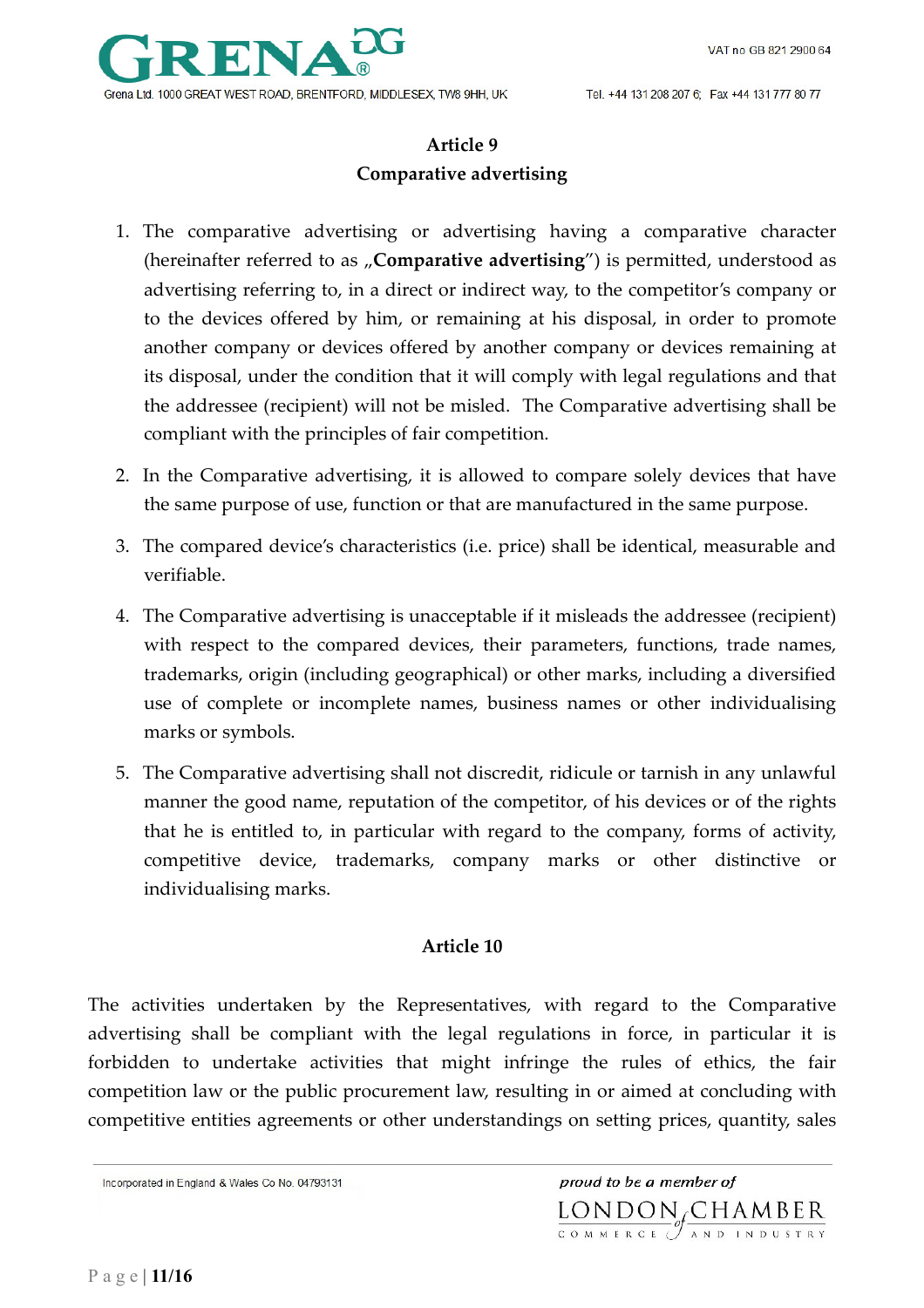## Article 9
## Comparative advertising

1. The comparative advertising or advertising having a comparative character (hereinafter referred to as „**Comparative advertising**") is permitted, understood as advertising referring to, in a direct or indirect way, to the competitor's company or to the devices offered by him, or remaining at his disposal, in order to promote another company or devices offered by another company or devices remaining at its disposal, under the condition that it will comply with legal regulations and that the addressee (recipient) will not be misled. The Comparative advertising shall be compliant with the principles of fair competition.
2. In the Comparative advertising, it is allowed to compare solely devices that have the same purpose of use, function or that are manufactured in the same purpose.
3. The compared device's characteristics (i.e. price) shall be identical, measurable and verifiable.
4. The Comparative advertising is unacceptable if it misleads the addressee (recipient) with respect to the compared devices, their parameters, functions, trade names, trademarks, origin (including geographical) or other marks, including a diversified use of complete or incomplete names, business names or other individualising marks or symbols.
5. The Comparative advertising shall not discredit, ridicule or tarnish in any unlawful manner the good name, reputation of the competitor, of his devices or of the rights that he is entitled to, in particular with regard to the company, forms of activity, competitive device, trademarks, company marks or other distinctive or individualising marks.

## Article 10

The activities undertaken by the Representatives, with regard to the Comparative advertising shall be compliant with the legal regulations in force, in particular it is forbidden to undertake activities that might infringe the rules of ethics, the fair competition law or the public procurement law, resulting in or aimed at concluding with competitive entities agreements or other understandings on setting prices, quantity, sales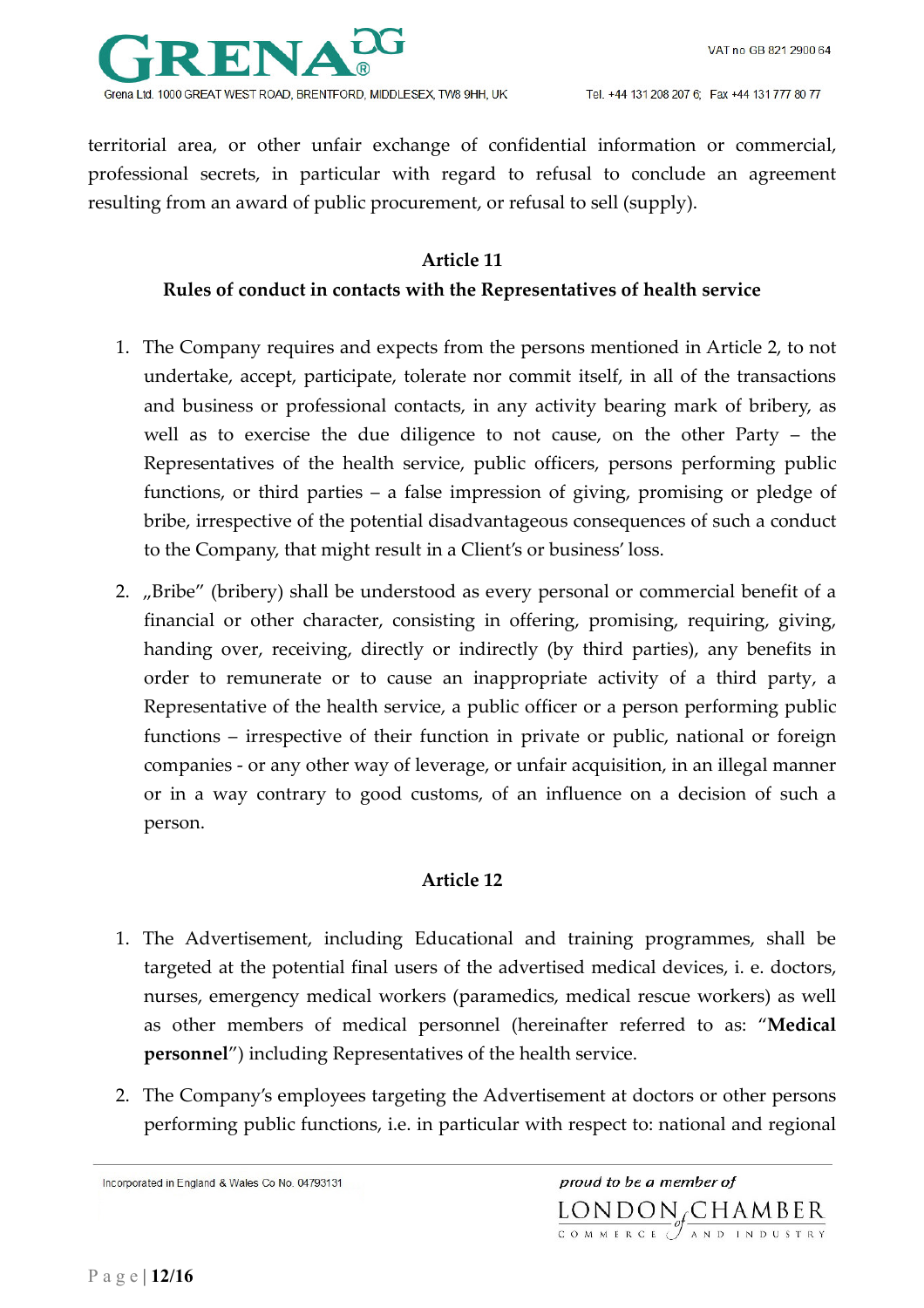territorial area, or other unfair exchange of confidential information or commercial, professional secrets, in particular with regard to refusal to conclude an agreement resulting from an award of public procurement, or refusal to sell (supply).

**Article 11**

**Rules of conduct in contacts with the Representatives of health service**

1. The Company requires and expects from the persons mentioned in Article 2, to not undertake, accept, participate, tolerate nor commit itself, in all of the transactions and business or professional contacts, in any activity bearing mark of bribery, as well as to exercise the due diligence to not cause, on the other Party – the Representatives of the health service, public officers, persons performing public functions, or third parties – a false impression of giving, promising or pledge of bribe, irrespective of the potential disadvantageous consequences of such a conduct to the Company, that might result in a Client's or business' loss.
2. „Bribe" (bribery) shall be understood as every personal or commercial benefit of a financial or other character, consisting in offering, promising, requiring, giving, handing over, receiving, directly or indirectly (by third parties), any benefits in order to remunerate or to cause an inappropriate activity of a third party, a Representative of the health service, a public officer or a person performing public functions – irrespective of their function in private or public, national or foreign companies - or any other way of leverage, or unfair acquisition, in an illegal manner or in a way contrary to good customs, of an influence on a decision of such a person.

**Article 12**

1. The Advertisement, including Educational and training programmes, shall be targeted at the potential final users of the advertised medical devices, i. e. doctors, nurses, emergency medical workers (paramedics, medical rescue workers) as well as other members of medical personnel (hereinafter referred to as: "**Medical personnel**") including Representatives of the health service.
2. The Company's employees targeting the Advertisement at doctors or other persons performing public functions, i.e. in particular with respect to: national and regional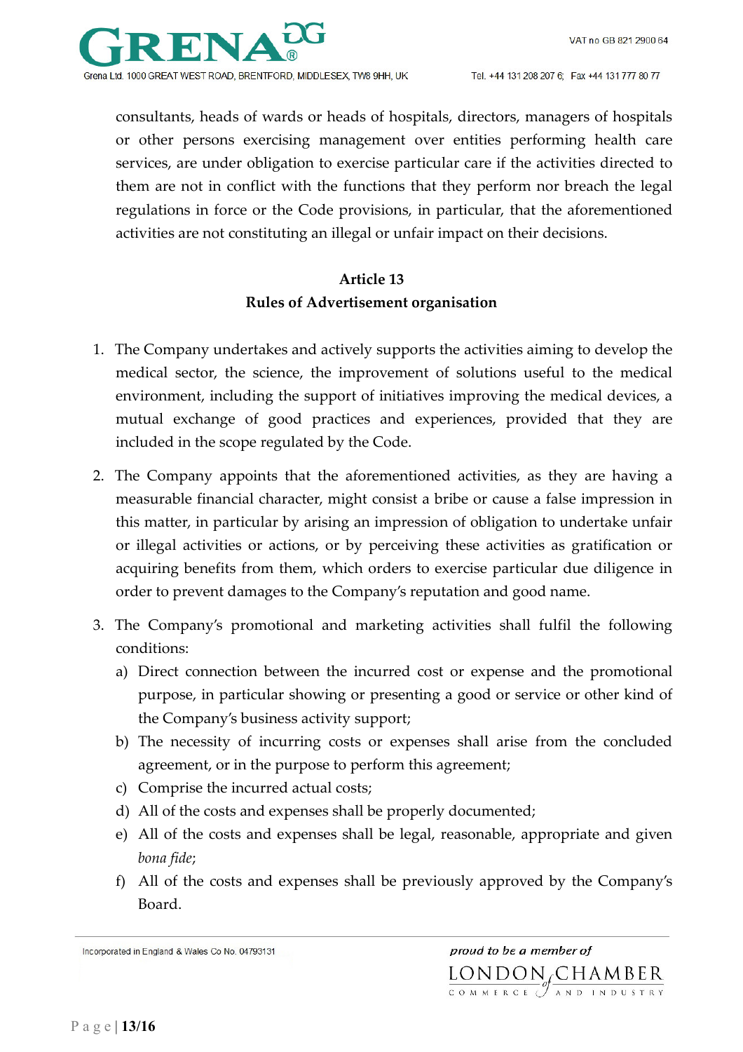consultants, heads of wards or heads of hospitals, directors, managers of hospitals or other persons exercising management over entities performing health care services, are under obligation to exercise particular care if the activities directed to them are not in conflict with the functions that they perform nor breach the legal regulations in force or the Code provisions, in particular, that the aforementioned activities are not constituting an illegal or unfair impact on their decisions.

## Article 13
## Rules of Advertisement organisation

1. The Company undertakes and actively supports the activities aiming to develop the medical sector, the science, the improvement of solutions useful to the medical environment, including the support of initiatives improving the medical devices, a mutual exchange of good practices and experiences, provided that they are included in the scope regulated by the Code.
2. The Company appoints that the aforementioned activities, as they are having a measurable financial character, might consist a bribe or cause a false impression in this matter, in particular by arising an impression of obligation to undertake unfair or illegal activities or actions, or by perceiving these activities as gratification or acquiring benefits from them, which orders to exercise particular due diligence in order to prevent damages to the Company's reputation and good name.
3. The Company's promotional and marketing activities shall fulfil the following conditions:
   a) Direct connection between the incurred cost or expense and the promotional purpose, in particular showing or presenting a good or service or other kind of the Company's business activity support;
   b) The necessity of incurring costs or expenses shall arise from the concluded agreement, or in the purpose to perform this agreement;
   c) Comprise the incurred actual costs;
   d) All of the costs and expenses shall be properly documented;
   e) All of the costs and expenses shall be legal, reasonable, appropriate and given *bona fide*;
   f) All of the costs and expenses shall be previously approved by the Company's Board.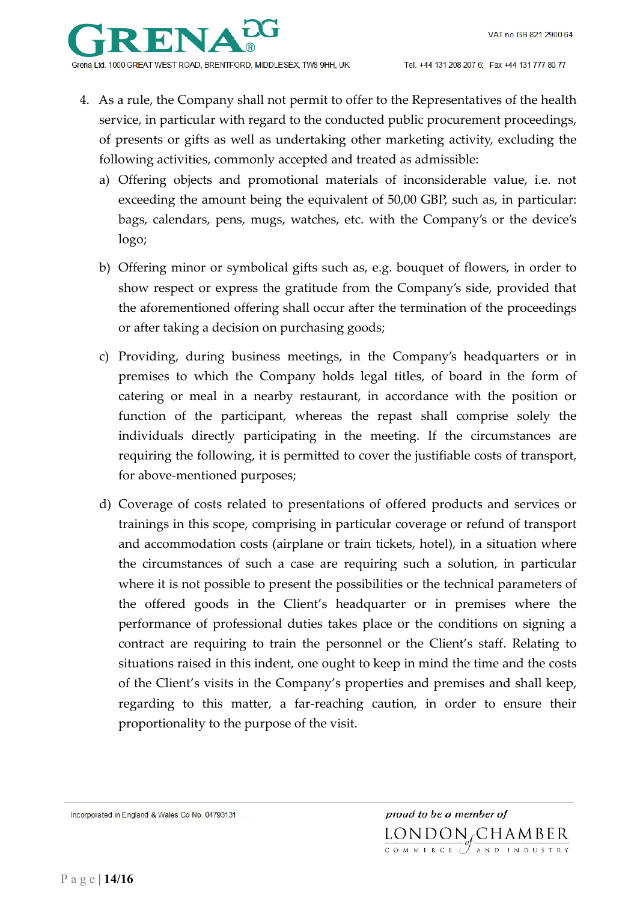4. As a rule, the Company shall not permit to offer to the Representatives of the health service, in particular with regard to the conducted public procurement proceedings, of presents or gifts as well as undertaking other marketing activity, excluding the following activities, commonly accepted and treated as admissible:

   a) Offering objects and promotional materials of inconsiderable value, i.e. not exceeding the amount being the equivalent of 50,00 GBP, such as, in particular: bags, calendars, pens, mugs, watches, etc. with the Company's or the device's logo;

   b) Offering minor or symbolical gifts such as, e.g. bouquet of flowers, in order to show respect or express the gratitude from the Company's side, provided that the aforementioned offering shall occur after the termination of the proceedings or after taking a decision on purchasing goods;

   c) Providing, during business meetings, in the Company's headquarters or in premises to which the Company holds legal titles, of board in the form of catering or meal in a nearby restaurant, in accordance with the position or function of the participant, whereas the repast shall comprise solely the individuals directly participating in the meeting. If the circumstances are requiring the following, it is permitted to cover the justifiable costs of transport, for above-mentioned purposes;

   d) Coverage of costs related to presentations of offered products and services or trainings in this scope, comprising in particular coverage or refund of transport and accommodation costs (airplane or train tickets, hotel), in a situation where the circumstances of such a case are requiring such a solution, in particular where it is not possible to present the possibilities or the technical parameters of the offered goods in the Client's headquarter or in premises where the performance of professional duties takes place or the conditions on signing a contract are requiring to train the personnel or the Client's staff. Relating to situations raised in this indent, one ought to keep in mind the time and the costs of the Client's visits in the Company's properties and premises and shall keep, regarding to this matter, a far-reaching caution, in order to ensure their proportionality to the purpose of the visit.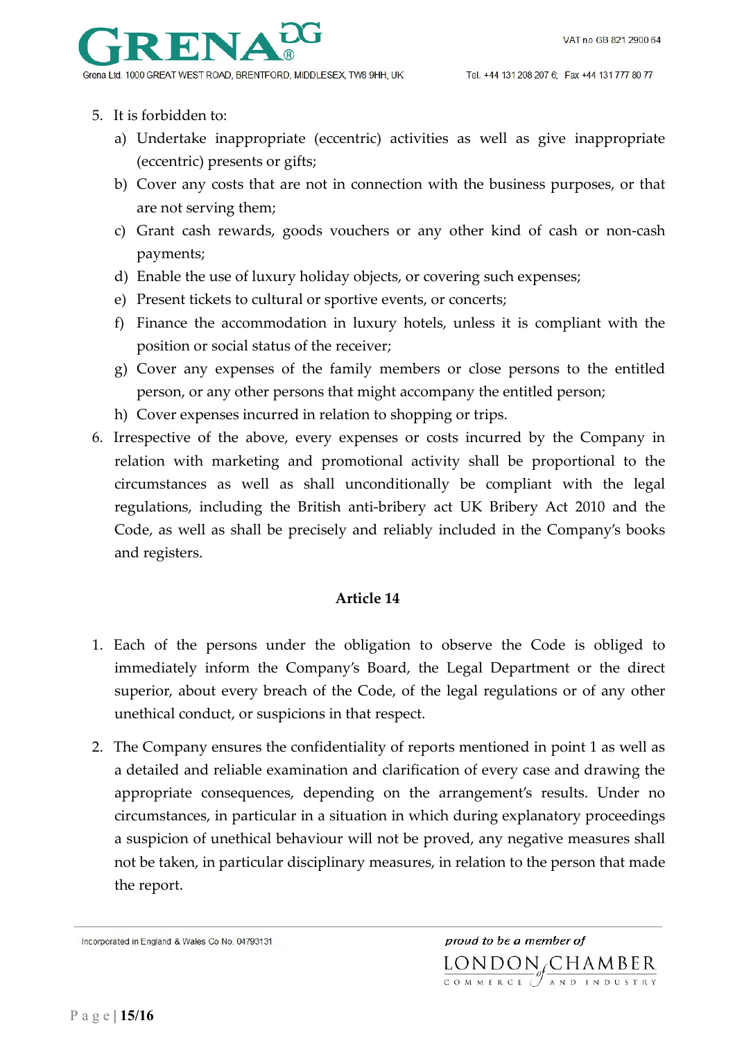5. It is forbidden to:
   a) Undertake inappropriate (eccentric) activities as well as give inappropriate (eccentric) presents or gifts;
   b) Cover any costs that are not in connection with the business purposes, or that are not serving them;
   c) Grant cash rewards, goods vouchers or any other kind of cash or non-cash payments;
   d) Enable the use of luxury holiday objects, or covering such expenses;
   e) Present tickets to cultural or sportive events, or concerts;
   f) Finance the accommodation in luxury hotels, unless it is compliant with the position or social status of the receiver;
   g) Cover any expenses of the family members or close persons to the entitled person, or any other persons that might accompany the entitled person;
   h) Cover expenses incurred in relation to shopping or trips.
6. Irrespective of the above, every expenses or costs incurred by the Company in relation with marketing and promotional activity shall be proportional to the circumstances as well as shall unconditionally be compliant with the legal regulations, including the British anti-bribery act UK Bribery Act 2010 and the Code, as well as shall be precisely and reliably included in the Company's books and registers.

## Article 14

1. Each of the persons under the obligation to observe the Code is obliged to immediately inform the Company's Board, the Legal Department or the direct superior, about every breach of the Code, of the legal regulations or of any other unethical conduct, or suspicions in that respect.

2. The Company ensures the confidentiality of reports mentioned in point 1 as well as a detailed and reliable examination and clarification of every case and drawing the appropriate consequences, depending on the arrangement's results. Under no circumstances, in particular in a situation in which during explanatory proceedings a suspicion of unethical behaviour will not be proved, any negative measures shall not be taken, in particular disciplinary measures, in relation to the person that made the report.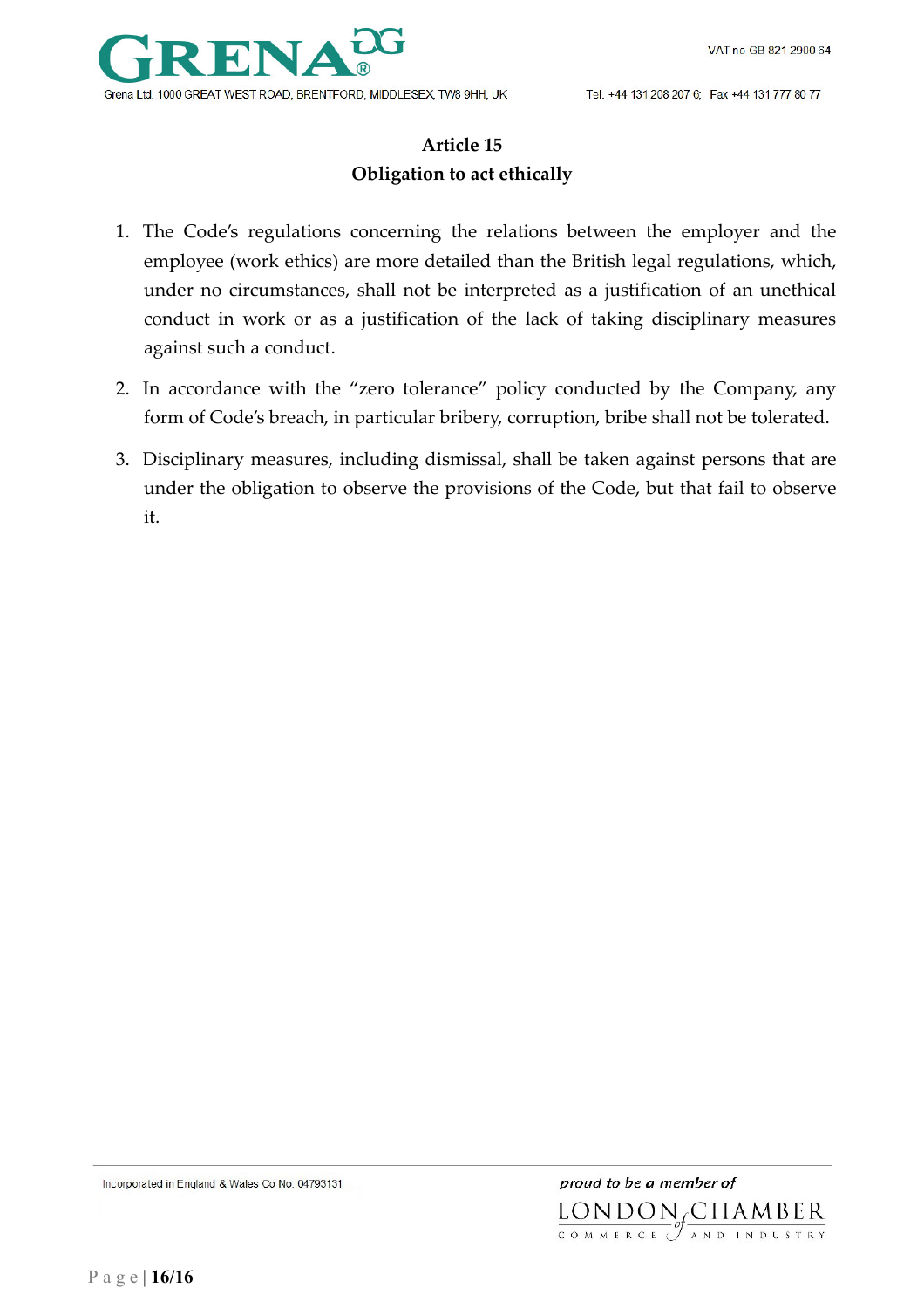## Article 15
## Obligation to act ethically

1. The Code's regulations concerning the relations between the employer and the employee (work ethics) are more detailed than the British legal regulations, which, under no circumstances, shall not be interpreted as a justification of an unethical conduct in work or as a justification of the lack of taking disciplinary measures against such a conduct.
2. In accordance with the "zero tolerance" policy conducted by the Company, any form of Code's breach, in particular bribery, corruption, bribe shall not be tolerated.
3. Disciplinary measures, including dismissal, shall be taken against persons that are under the obligation to observe the provisions of the Code, but that fail to observe it.